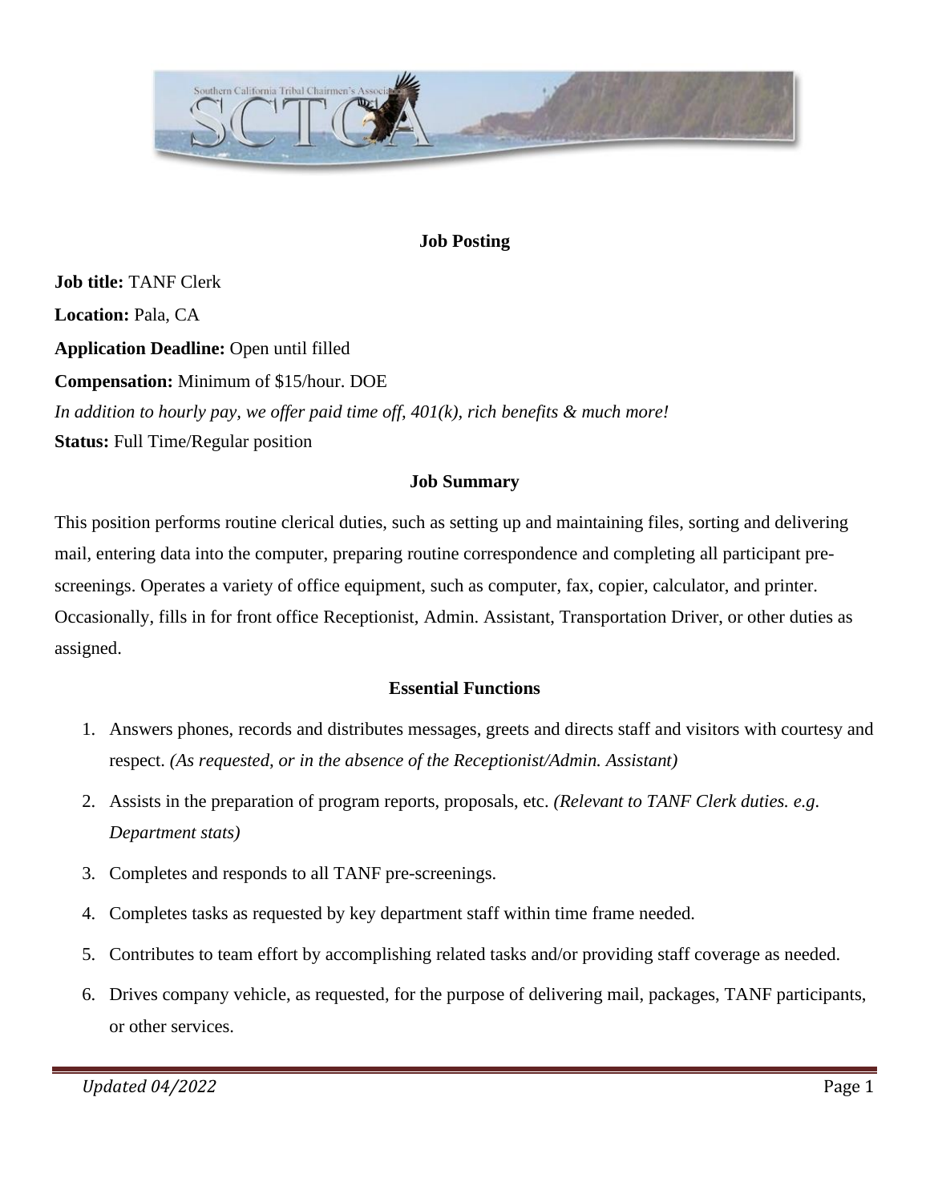**Job Posting**

**Job title:** TANF Clerk

**Location:** Pala, CA

**Application Deadline:** Open until filled

**Compensation:** Minimum of $15/hour. DOE

*In addition to hourly pay, we offer paid time off, 401(k), rich benefits & much more!*

**Status:** Full Time/Regular position

**Job Summary**

This position performs routine clerical duties, such as setting up and maintaining files, sorting and delivering mail, entering data into the computer, preparing routine correspondence and completing all participant pre-screenings. Operates a variety of office equipment, such as computer, fax, copier, calculator, and printer. Occasionally, fills in for front office Receptionist, Admin. Assistant, Transportation Driver, or other duties as assigned.

**Essential Functions**

1. Answers phones, records and distributes messages, greets and directs staff and visitors with courtesy and respect. *(As requested, or in the absence of the Receptionist/Admin. Assistant)*
2. Assists in the preparation of program reports, proposals, etc. *(Relevant to TANF Clerk duties. e.g. Department stats)*
3. Completes and responds to all TANF pre-screenings.
4. Completes tasks as requested by key department staff within time frame needed.
5. Contributes to team effort by accomplishing related tasks and/or providing staff coverage as needed.
6. Drives company vehicle, as requested, for the purpose of delivering mail, packages, TANF participants, or other services.

*Updated 04/2022*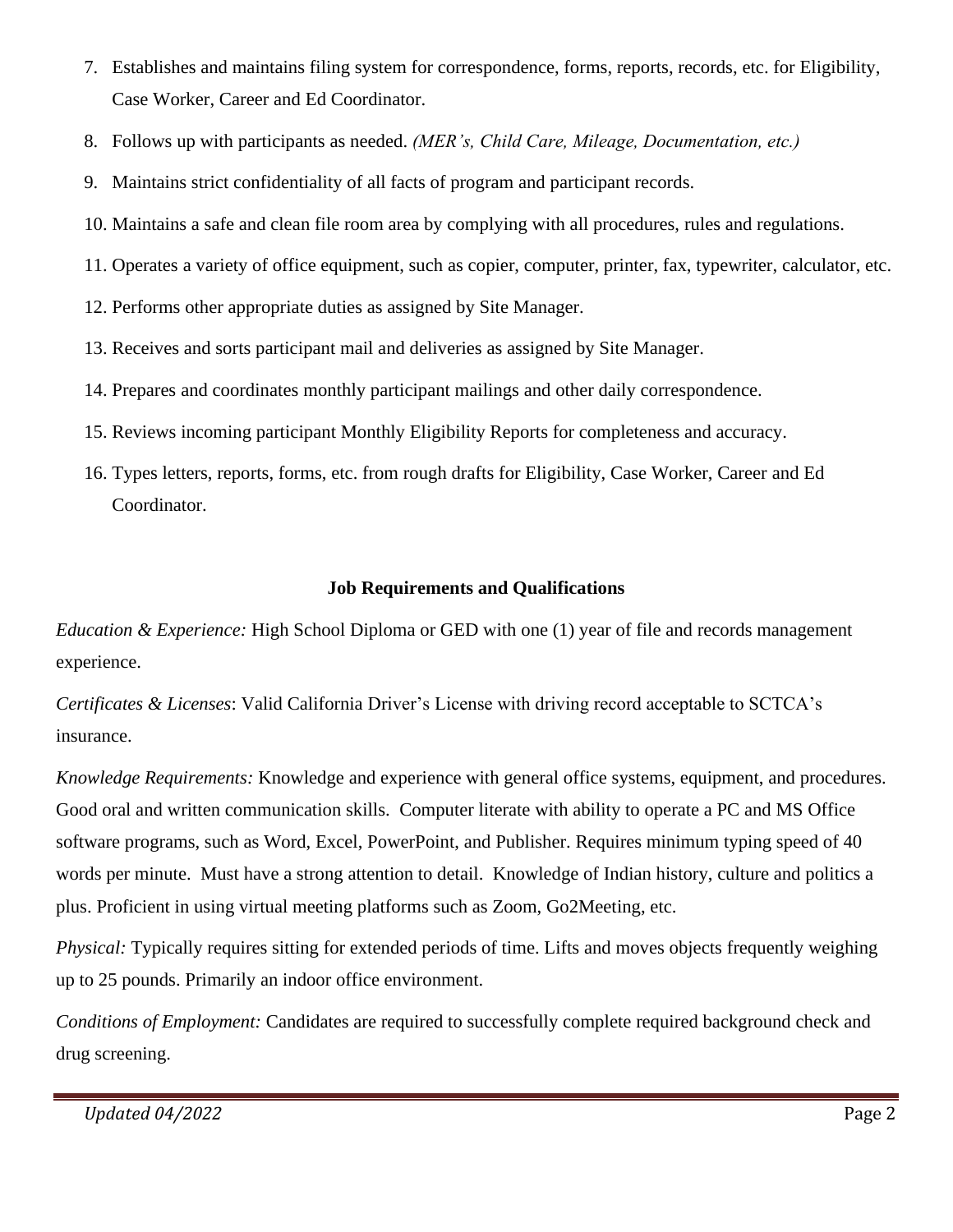7. Establishes and maintains filing system for correspondence, forms, reports, records, etc. for Eligibility, Case Worker, Career and Ed Coordinator.
8. Follows up with participants as needed. *(MER's, Child Care, Mileage, Documentation, etc.)*
9. Maintains strict confidentiality of all facts of program and participant records.
10. Maintains a safe and clean file room area by complying with all procedures, rules and regulations.
11. Operates a variety of office equipment, such as copier, computer, printer, fax, typewriter, calculator, etc.
12. Performs other appropriate duties as assigned by Site Manager.
13. Receives and sorts participant mail and deliveries as assigned by Site Manager.
14. Prepares and coordinates monthly participant mailings and other daily correspondence.
15. Reviews incoming participant Monthly Eligibility Reports for completeness and accuracy.
16. Types letters, reports, forms, etc. from rough drafts for Eligibility, Case Worker, Career and Ed Coordinator.

**Job Requirements and Qualifications**

*Education & Experience:* High School Diploma or GED with one (1) year of file and records management experience.

*Certificates & Licenses*: Valid California Driver's License with driving record acceptable to SCTCA's insurance.

*Knowledge Requirements:* Knowledge and experience with general office systems, equipment, and procedures. Good oral and written communication skills. Computer literate with ability to operate a PC and MS Office software programs, such as Word, Excel, PowerPoint, and Publisher. Requires minimum typing speed of 40 words per minute. Must have a strong attention to detail. Knowledge of Indian history, culture and politics a plus. Proficient in using virtual meeting platforms such as Zoom, Go2Meeting, etc.

*Physical:* Typically requires sitting for extended periods of time. Lifts and moves objects frequently weighing up to 25 pounds. Primarily an indoor office environment.

*Conditions of Employment:* Candidates are required to successfully complete required background check and drug screening.

*Updated 04/2022*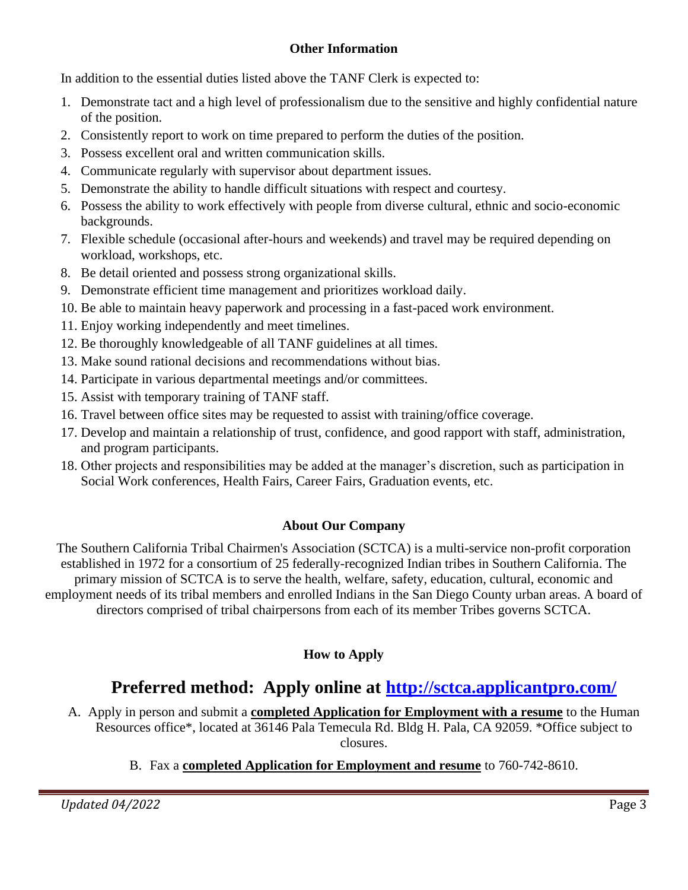## Other Information

In addition to the essential duties listed above the TANF Clerk is expected to:

1. Demonstrate tact and a high level of professionalism due to the sensitive and highly confidential nature of the position.
2. Consistently report to work on time prepared to perform the duties of the position.
3. Possess excellent oral and written communication skills.
4. Communicate regularly with supervisor about department issues.
5. Demonstrate the ability to handle difficult situations with respect and courtesy.
6. Possess the ability to work effectively with people from diverse cultural, ethnic and socio-economic backgrounds.
7. Flexible schedule (occasional after-hours and weekends) and travel may be required depending on workload, workshops, etc.
8. Be detail oriented and possess strong organizational skills.
9. Demonstrate efficient time management and prioritizes workload daily.
10. Be able to maintain heavy paperwork and processing in a fast-paced work environment.
11. Enjoy working independently and meet timelines.
12. Be thoroughly knowledgeable of all TANF guidelines at all times.
13. Make sound rational decisions and recommendations without bias.
14. Participate in various departmental meetings and/or committees.
15. Assist with temporary training of TANF staff.
16. Travel between office sites may be requested to assist with training/office coverage.
17. Develop and maintain a relationship of trust, confidence, and good rapport with staff, administration, and program participants.
18. Other projects and responsibilities may be added at the manager's discretion, such as participation in Social Work conferences, Health Fairs, Career Fairs, Graduation events, etc.

## About Our Company

The Southern California Tribal Chairmen's Association (SCTCA) is a multi-service non-profit corporation established in 1972 for a consortium of 25 federally-recognized Indian tribes in Southern California. The primary mission of SCTCA is to serve the health, welfare, safety, education, cultural, economic and employment needs of its tribal members and enrolled Indians in the San Diego County urban areas. A board of directors comprised of tribal chairpersons from each of its member Tribes governs SCTCA.

## How to Apply

# Preferred method: Apply online at [http://sctca.applicantpro.com/](http://sctca.applicantpro.com/)

A. Apply in person and submit a **completed Application for Employment with a resume** to the Human Resources office*, located at 36146 Pala Temecula Rd. Bldg H. Pala, CA 92059. *Office subject to closures.

B. Fax a **completed Application for Employment and resume** to 760-742-8610.

*Updated 04/2022*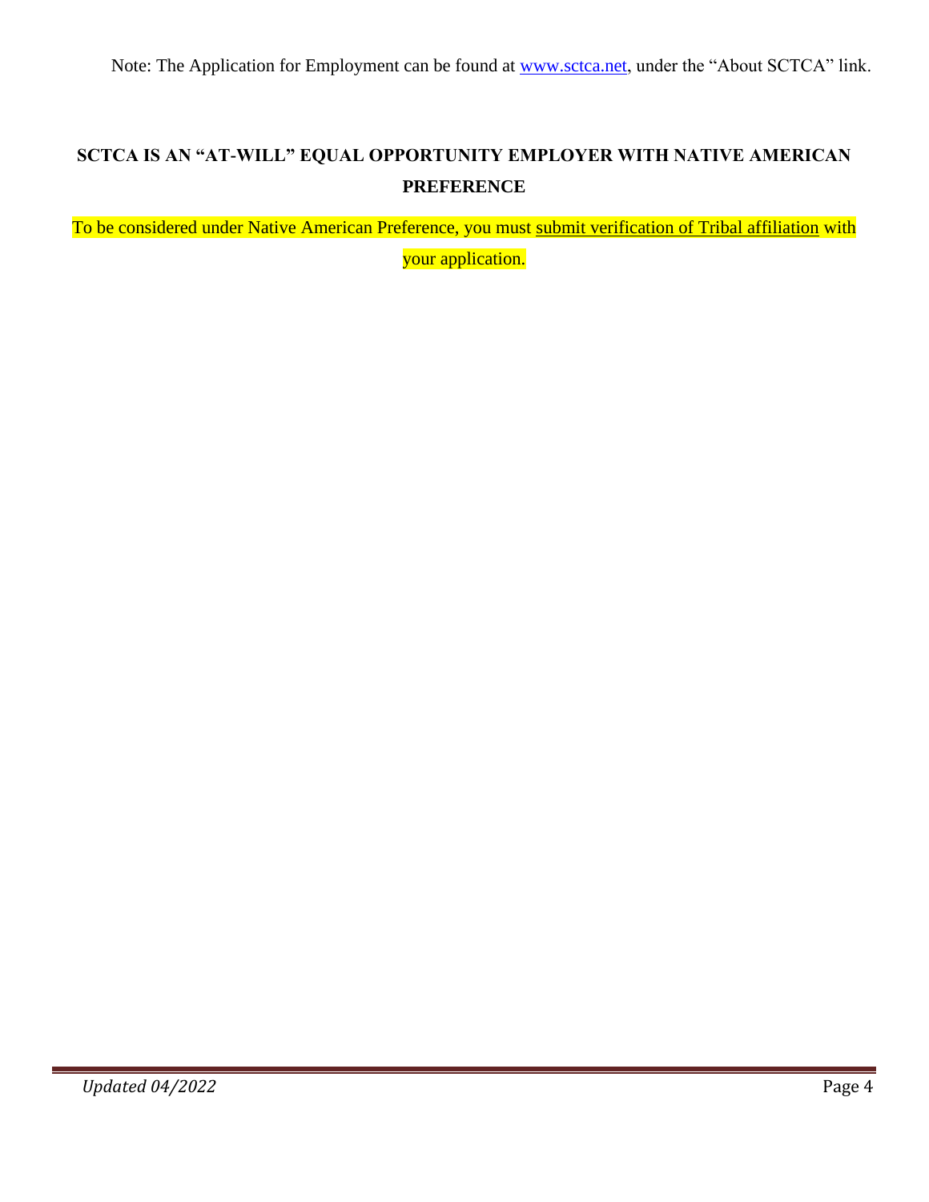Note: The Application for Employment can be found at www.sctca.net, under the "About SCTCA" link.

**SCTCA IS AN "AT-WILL" EQUAL OPPORTUNITY EMPLOYER WITH NATIVE AMERICAN PREFERENCE**

To be considered under Native American Preference, you must submit verification of Tribal affiliation with your application.